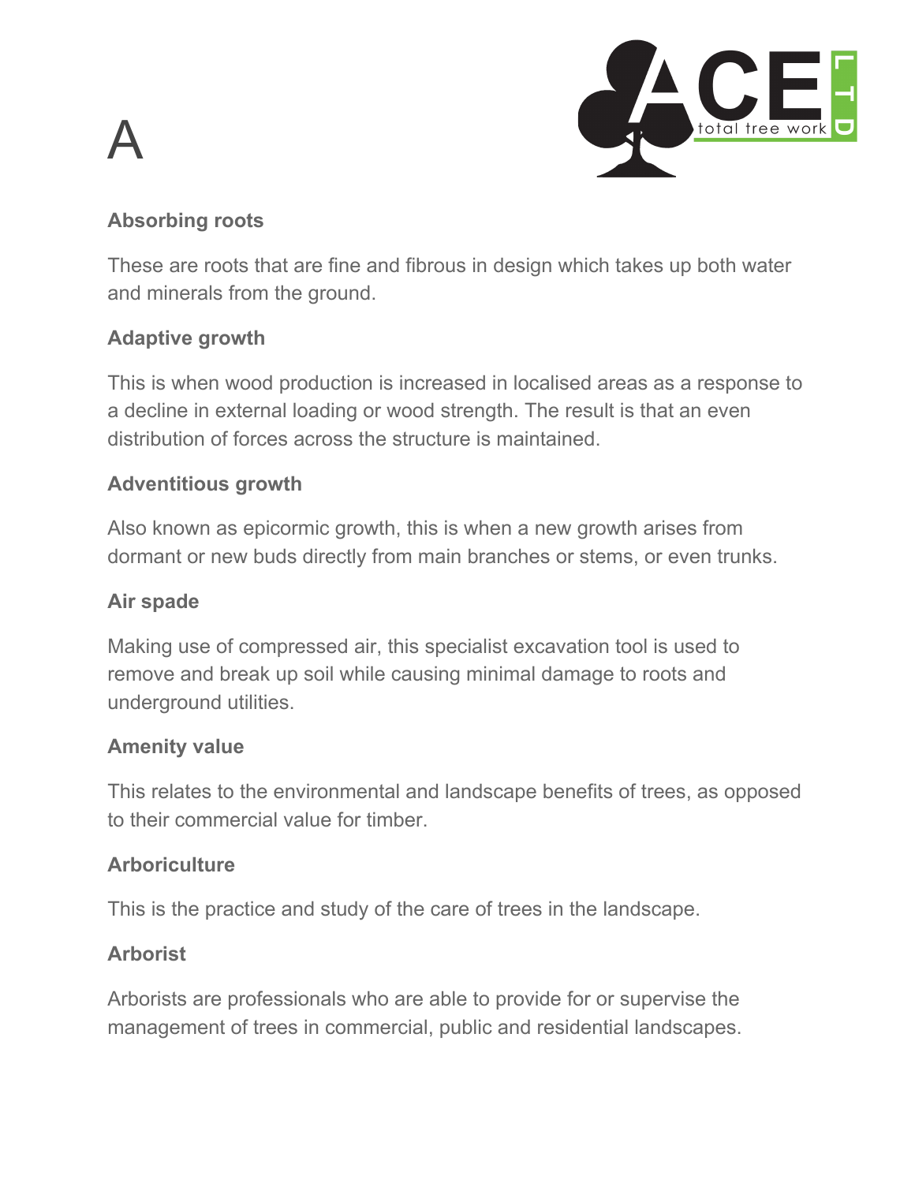# A

### Absorbing roots

These are roots that are fine and fibrous in design which takes up both water and minerals from the ground.

### Adaptive growth

This is when wood production is increased in localised areas as a response to a decline in external loading or wood strength. The result is that an even distribution of forces across the structure is maintained.

### Adventitious growth

Also known as epicormic growth, this is when a new growth arises from dormant or new buds directly from main branches or stems, or even trunks.

### Air spade

Making use of compressed air, this specialist excavation tool is used to remove and break up soil while causing minimal damage to roots and underground utilities.

### Amenity value

This relates to the environmental and landscape benefits of trees, as opposed to their commercial value for timber.

### Arboriculture

This is the practice and study of the care of trees in the landscape.

### Arborist

Arborists are professionals who are able to provide for or supervise the management of trees in commercial, public and residential landscapes.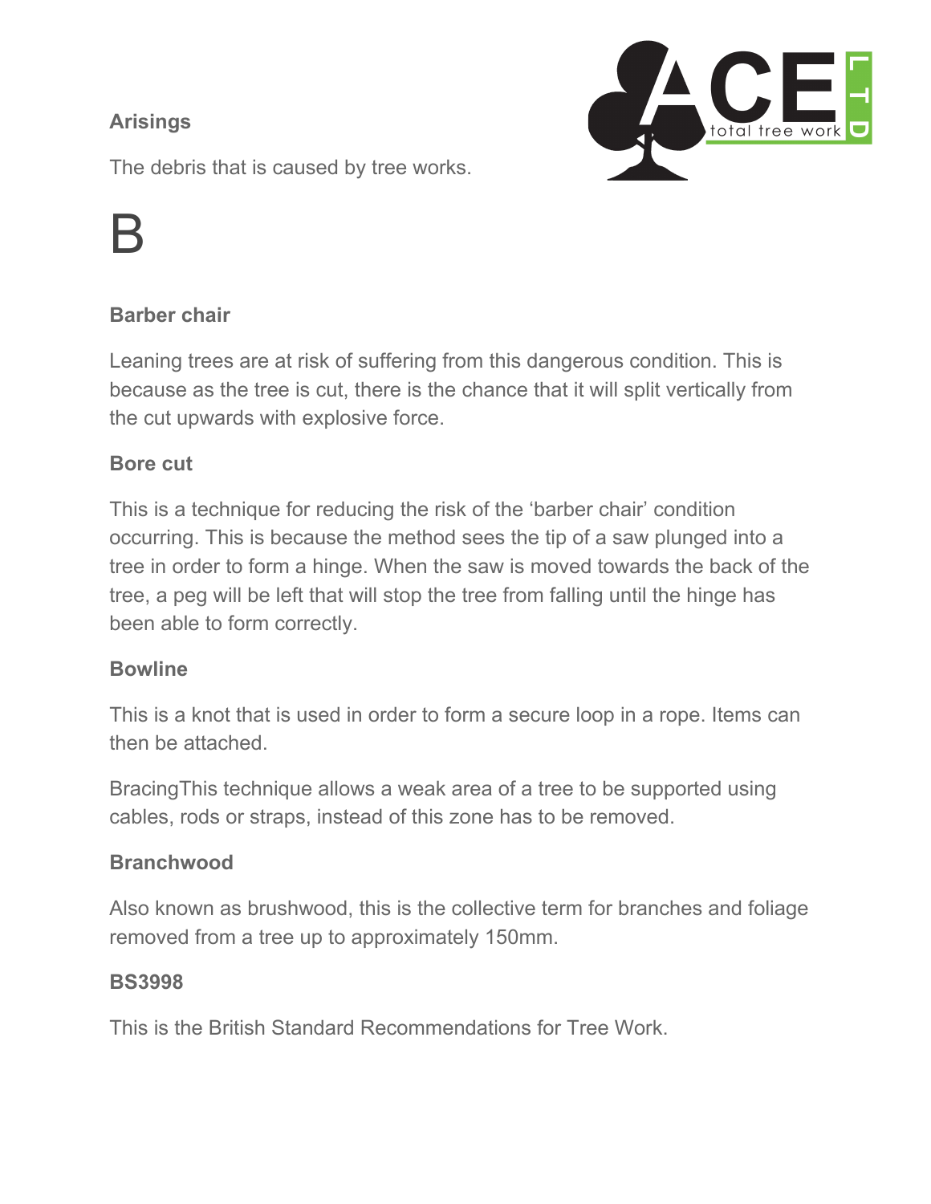### Arisings

The debris that is caused by tree works.

# B

### Barber chair

Leaning trees are at risk of suffering from this dangerous condition. This is because as the tree is cut, there is the chance that it will split vertically from the cut upwards with explosive force.

### Bore cut

This is a technique for reducing the risk of the 'barber chair' condition occurring. This is because the method sees the tip of a saw plunged into a tree in order to form a hinge. When the saw is moved towards the back of the tree, a peg will be left that will stop the tree from falling until the hinge has been able to form correctly.

### Bowline

This is a knot that is used in order to form a secure loop in a rope. Items can then be attached.

BracingThis technique allows a weak area of a tree to be supported using cables, rods or straps, instead of this zone has to be removed.

### Branchwood

Also known as brushwood, this is the collective term for branches and foliage removed from a tree up to approximately 150mm.

### BS3998

This is the British Standard Recommendations for Tree Work.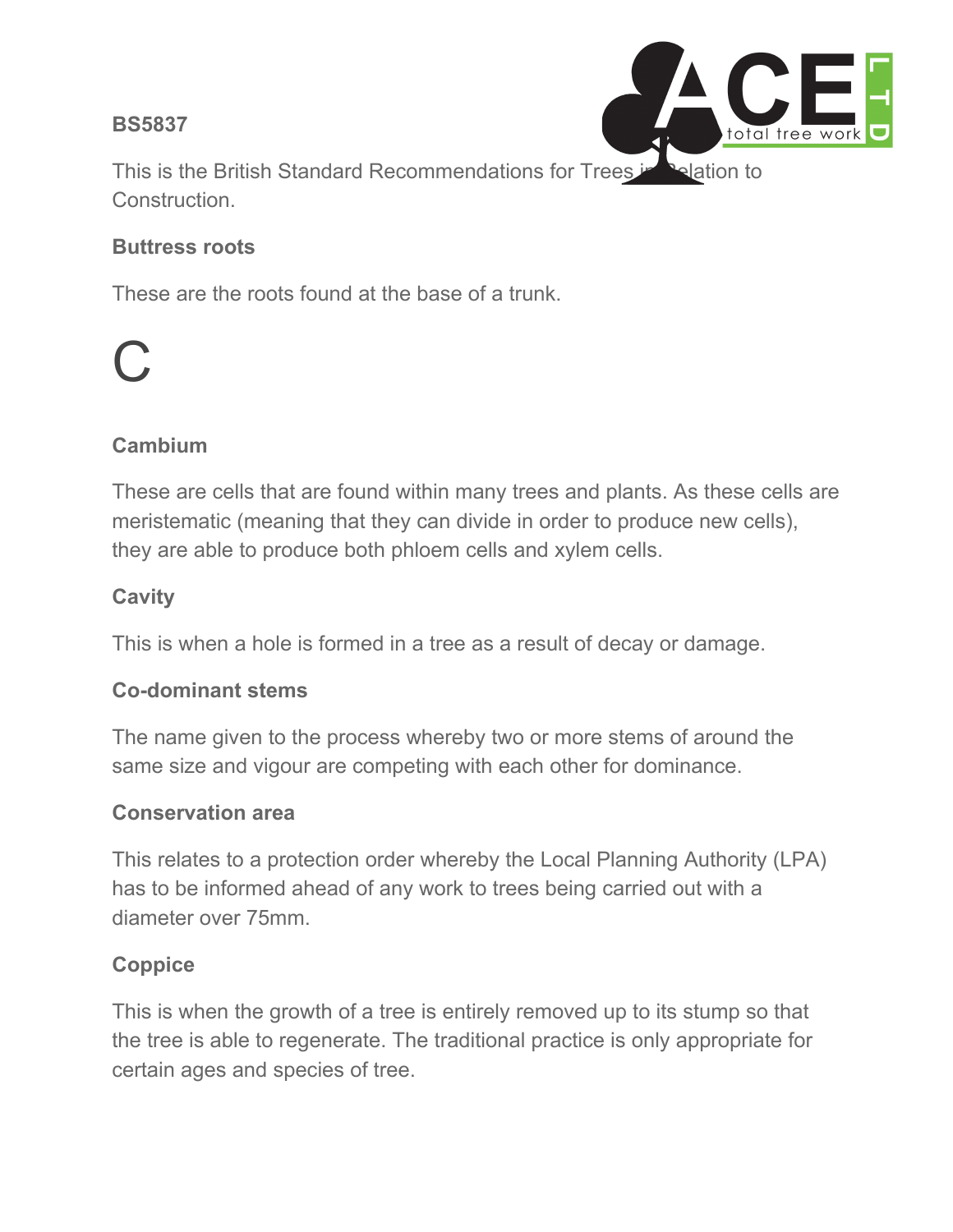### BS5837

This is the British Standard Recommendations for Trees in Relation to Construction.

### Buttress roots

These are the roots found at the base of a trunk.

# C

### Cambium

These are cells that are found within many trees and plants. As these cells are meristematic (meaning that they can divide in order to produce new cells), they are able to produce both phloem cells and xylem cells.

### Cavity

This is when a hole is formed in a tree as a result of decay or damage.

### Co-dominant stems

The name given to the process whereby two or more stems of around the same size and vigour are competing with each other for dominance.

### Conservation area

This relates to a protection order whereby the Local Planning Authority (LPA) has to be informed ahead of any work to trees being carried out with a diameter over 75mm.

### Coppice

This is when the growth of a tree is entirely removed up to its stump so that the tree is able to regenerate. The traditional practice is only appropriate for certain ages and species of tree.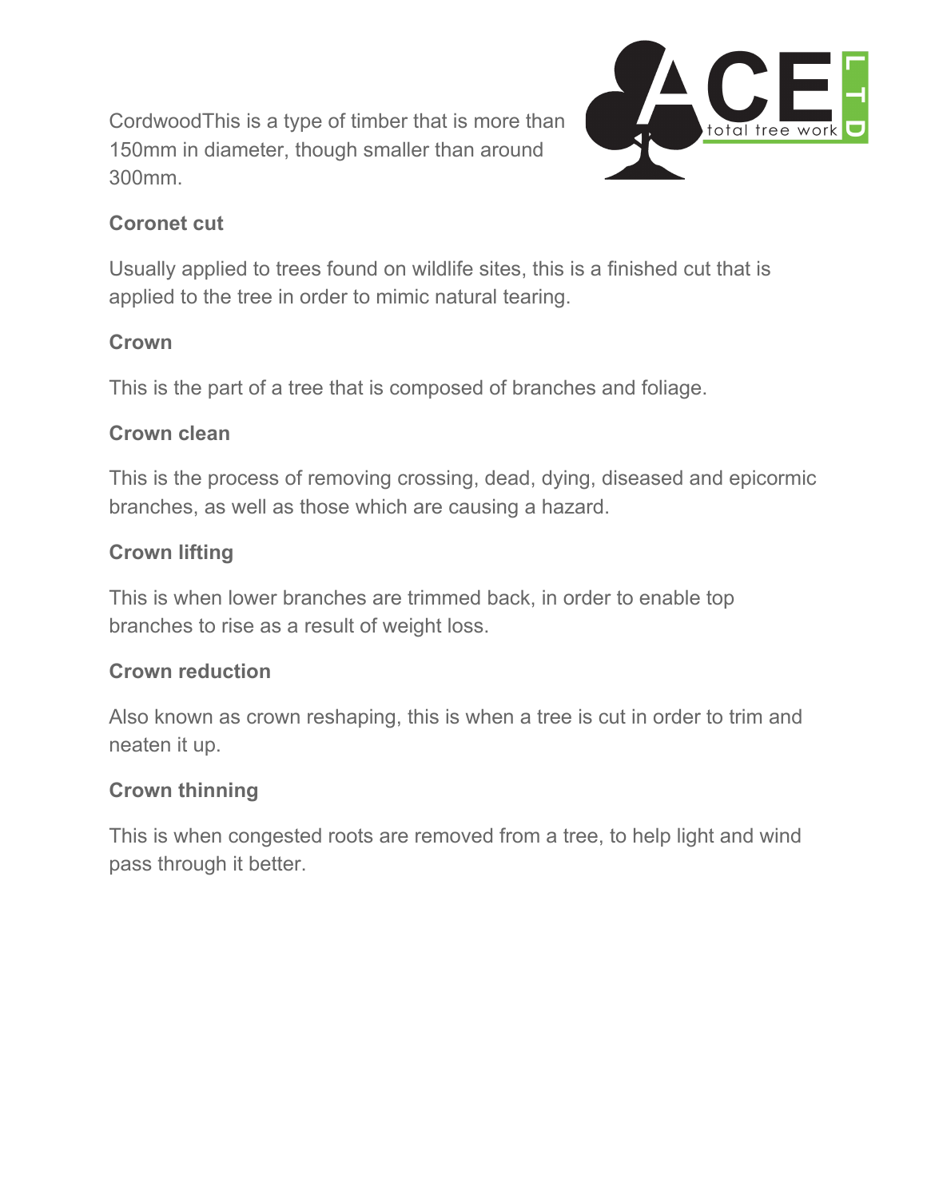CordwoodThis is a type of timber that is more than 150mm in diameter, though smaller than around 300mm.

**Coronet cut**

Usually applied to trees found on wildlife sites, this is a finished cut that is applied to the tree in order to mimic natural tearing.

**Crown**

This is the part of a tree that is composed of branches and foliage.

**Crown clean**

This is the process of removing crossing, dead, dying, diseased and epicormic branches, as well as those which are causing a hazard.

**Crown lifting**

This is when lower branches are trimmed back, in order to enable top branches to rise as a result of weight loss.

**Crown reduction**

Also known as crown reshaping, this is when a tree is cut in order to trim and neaten it up.

**Crown thinning**

This is when congested roots are removed from a tree, to help light and wind pass through it better.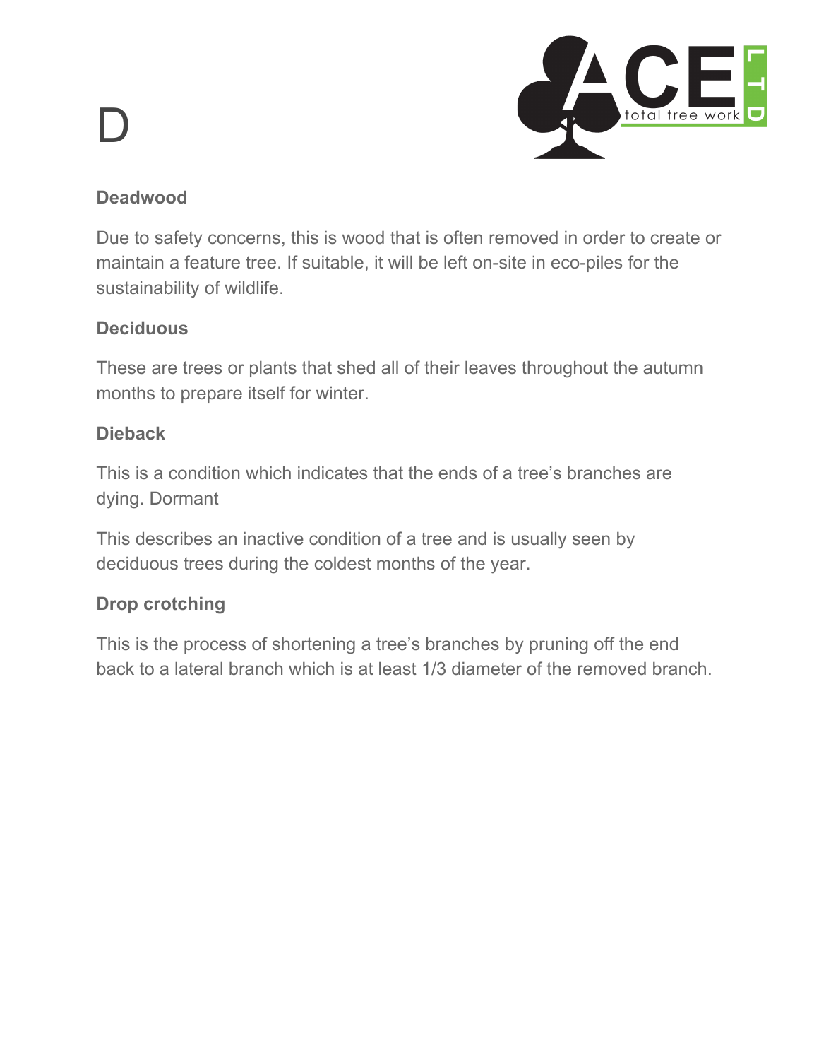# D

**Deadwood**

Due to safety concerns, this is wood that is often removed in order to create or maintain a feature tree. If suitable, it will be left on-site in eco-piles for the sustainability of wildlife.

**Deciduous**

These are trees or plants that shed all of their leaves throughout the autumn months to prepare itself for winter.

**Dieback**

This is a condition which indicates that the ends of a tree's branches are dying. Dormant

This describes an inactive condition of a tree and is usually seen by deciduous trees during the coldest months of the year.

**Drop crotching**

This is the process of shortening a tree's branches by pruning off the end back to a lateral branch which is at least 1/3 diameter of the removed branch.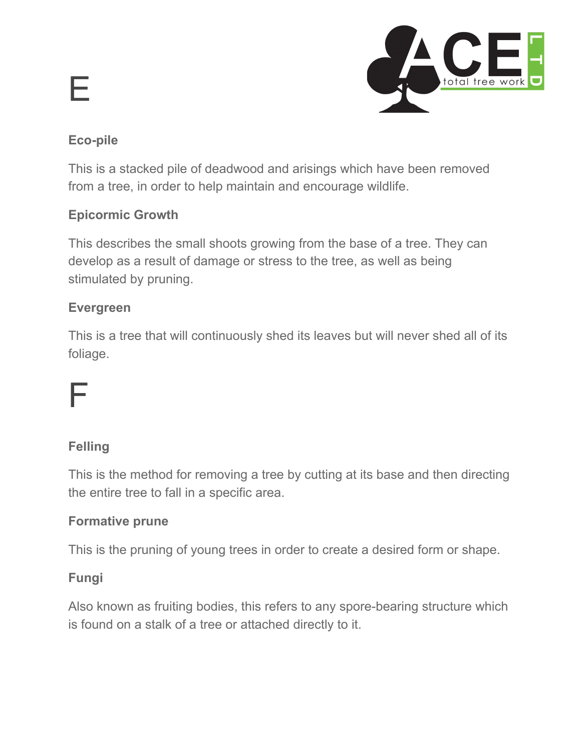# E

### Eco-pile

This is a stacked pile of deadwood and arisings which have been removed from a tree, in order to help maintain and encourage wildlife.

### Epicormic Growth

This describes the small shoots growing from the base of a tree. They can develop as a result of damage or stress to the tree, as well as being stimulated by pruning.

### Evergreen

This is a tree that will continuously shed its leaves but will never shed all of its foliage.

# F

### Felling

This is the method for removing a tree by cutting at its base and then directing the entire tree to fall in a specific area.

### Formative prune

This is the pruning of young trees in order to create a desired form or shape.

### Fungi

Also known as fruiting bodies, this refers to any spore-bearing structure which is found on a stalk of a tree or attached directly to it.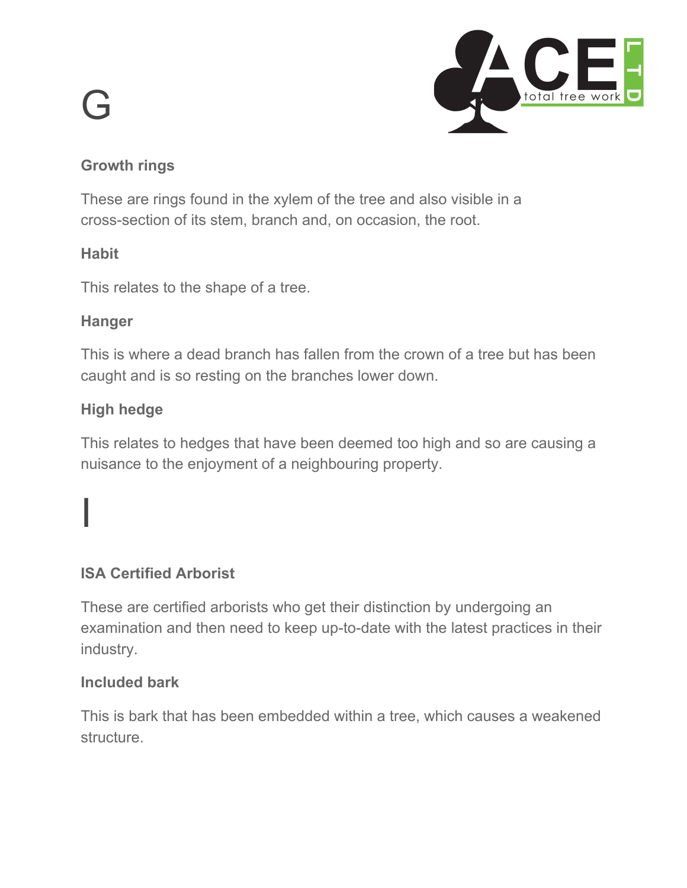# G

### Growth rings

These are rings found in the xylem of the tree and also visible in a cross-section of its stem, branch and, on occasion, the root.

### Habit

This relates to the shape of a tree.

### Hanger

This is where a dead branch has fallen from the crown of a tree but has been caught and is so resting on the branches lower down.

### High hedge

This relates to hedges that have been deemed too high and so are causing a nuisance to the enjoyment of a neighbouring property.

# I

### ISA Certified Arborist

These are certified arborists who get their distinction by undergoing an examination and then need to keep up-to-date with the latest practices in their industry.

### Included bark

This is bark that has been embedded within a tree, which causes a weakened structure.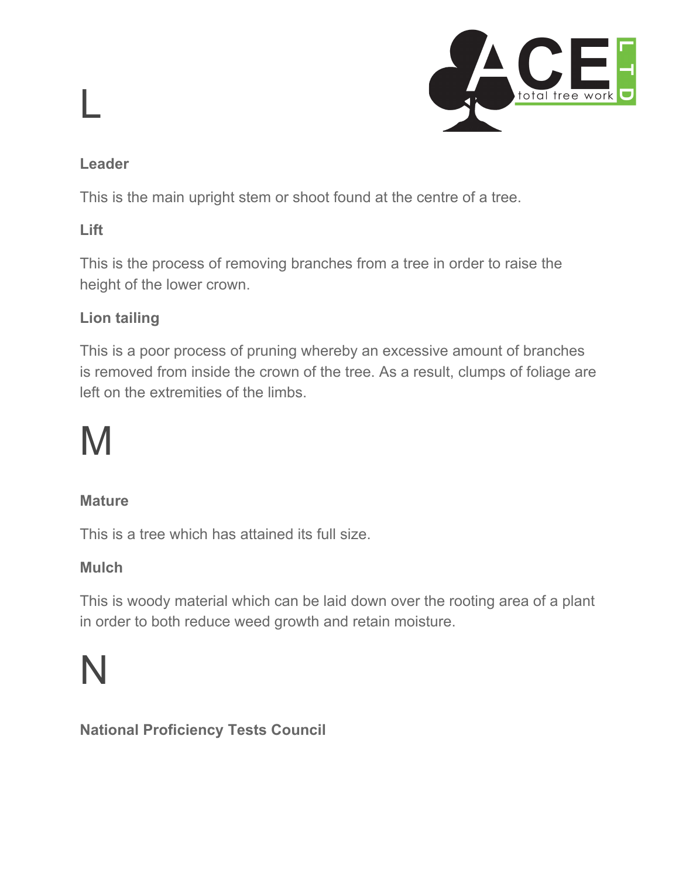# L

### Leader

This is the main upright stem or shoot found at the centre of a tree.

### Lift

This is the process of removing branches from a tree in order to raise the height of the lower crown.

### Lion tailing

This is a poor process of pruning whereby an excessive amount of branches is removed from inside the crown of the tree. As a result, clumps of foliage are left on the extremities of the limbs.

# M

### Mature

This is a tree which has attained its full size.

### Mulch

This is woody material which can be laid down over the rooting area of a plant in order to both reduce weed growth and retain moisture.

# N

### National Proficiency Tests Council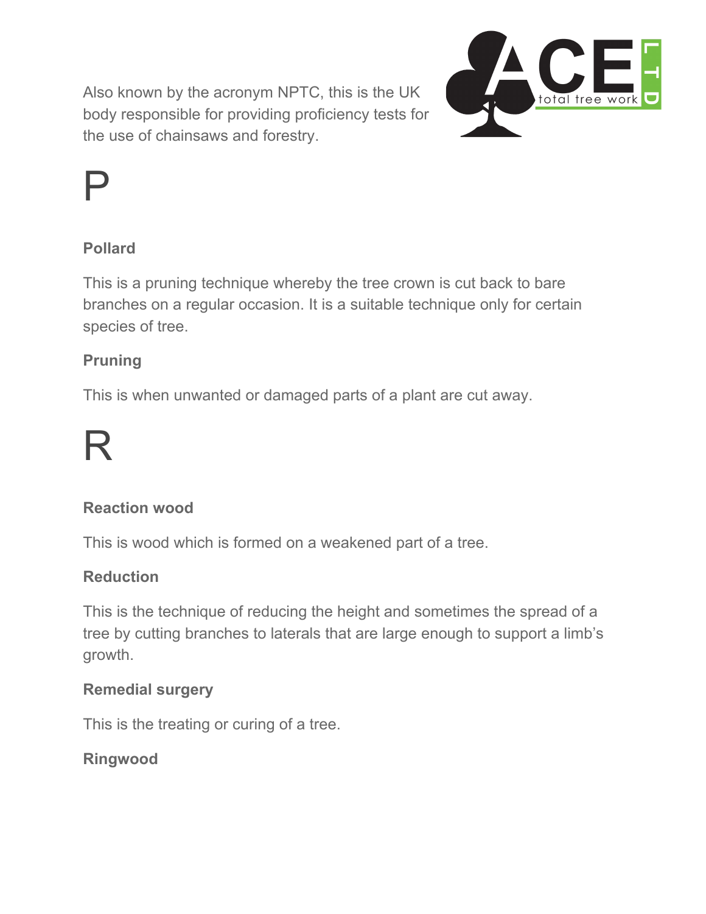Also known by the acronym NPTC, this is the UK body responsible for providing proficiency tests for the use of chainsaws and forestry.

# P

### Pollard

This is a pruning technique whereby the tree crown is cut back to bare branches on a regular occasion. It is a suitable technique only for certain species of tree.

### Pruning

This is when unwanted or damaged parts of a plant are cut away.

# R

### Reaction wood

This is wood which is formed on a weakened part of a tree.

### Reduction

This is the technique of reducing the height and sometimes the spread of a tree by cutting branches to laterals that are large enough to support a limb's growth.

### Remedial surgery

This is the treating or curing of a tree.

### Ringwood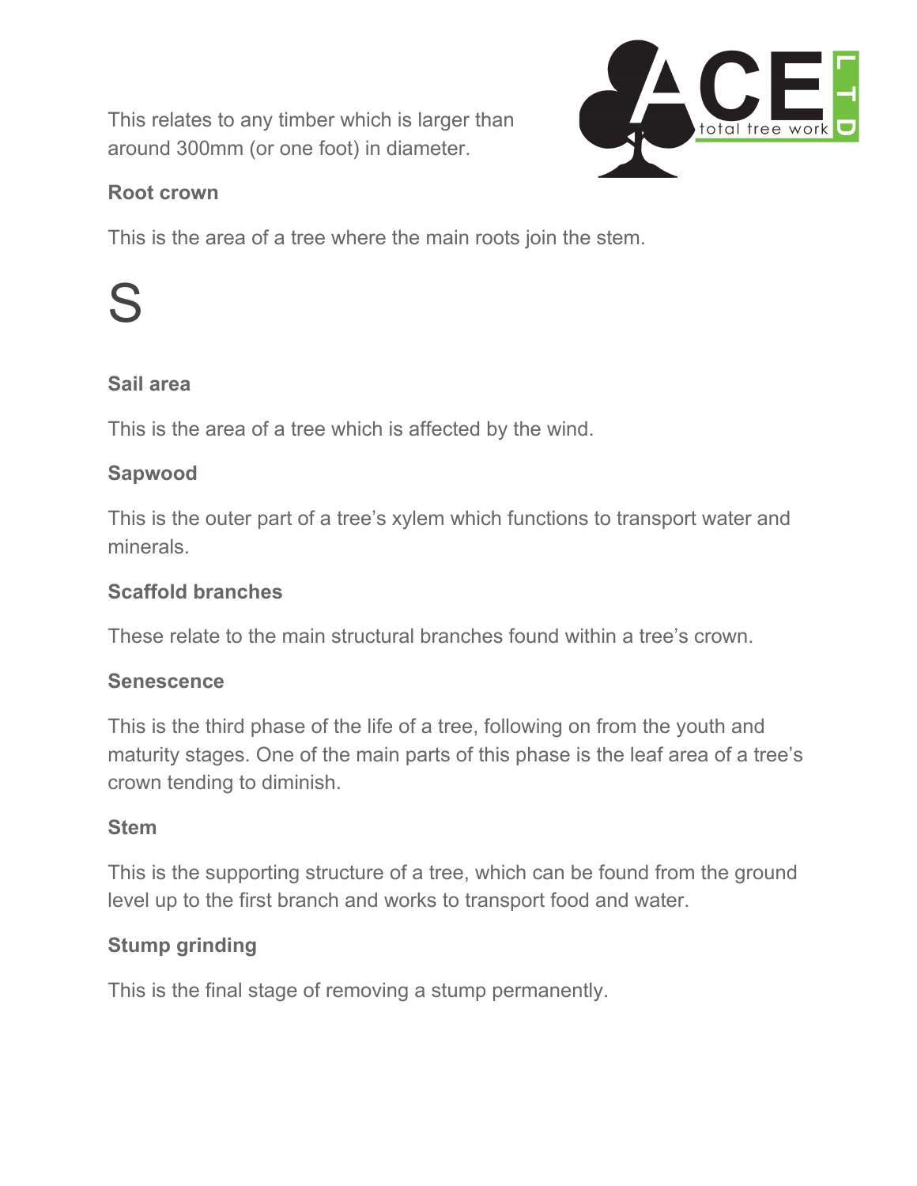This relates to any timber which is larger than around 300mm (or one foot) in diameter.

### Root crown

This is the area of a tree where the main roots join the stem.

# S

### Sail area

This is the area of a tree which is affected by the wind.

### Sapwood

This is the outer part of a tree's xylem which functions to transport water and minerals.

### Scaffold branches

These relate to the main structural branches found within a tree's crown.

### Senescence

This is the third phase of the life of a tree, following on from the youth and maturity stages. One of the main parts of this phase is the leaf area of a tree's crown tending to diminish.

### Stem

This is the supporting structure of a tree, which can be found from the ground level up to the first branch and works to transport food and water.

### Stump grinding

This is the final stage of removing a stump permanently.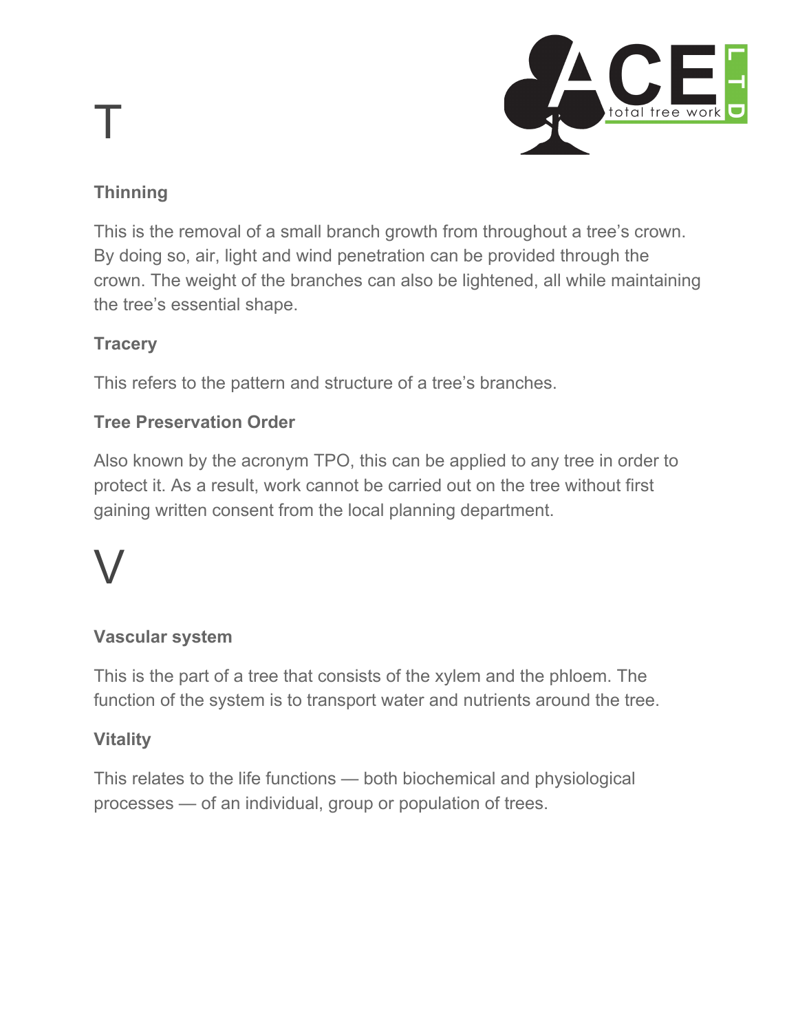# T

### Thinning

This is the removal of a small branch growth from throughout a tree's crown. By doing so, air, light and wind penetration can be provided through the crown. The weight of the branches can also be lightened, all while maintaining the tree's essential shape.

### Tracery

This refers to the pattern and structure of a tree's branches.

### Tree Preservation Order

Also known by the acronym TPO, this can be applied to any tree in order to protect it. As a result, work cannot be carried out on the tree without first gaining written consent from the local planning department.

# V

### Vascular system

This is the part of a tree that consists of the xylem and the phloem. The function of the system is to transport water and nutrients around the tree.

### Vitality

This relates to the life functions — both biochemical and physiological processes — of an individual, group or population of trees.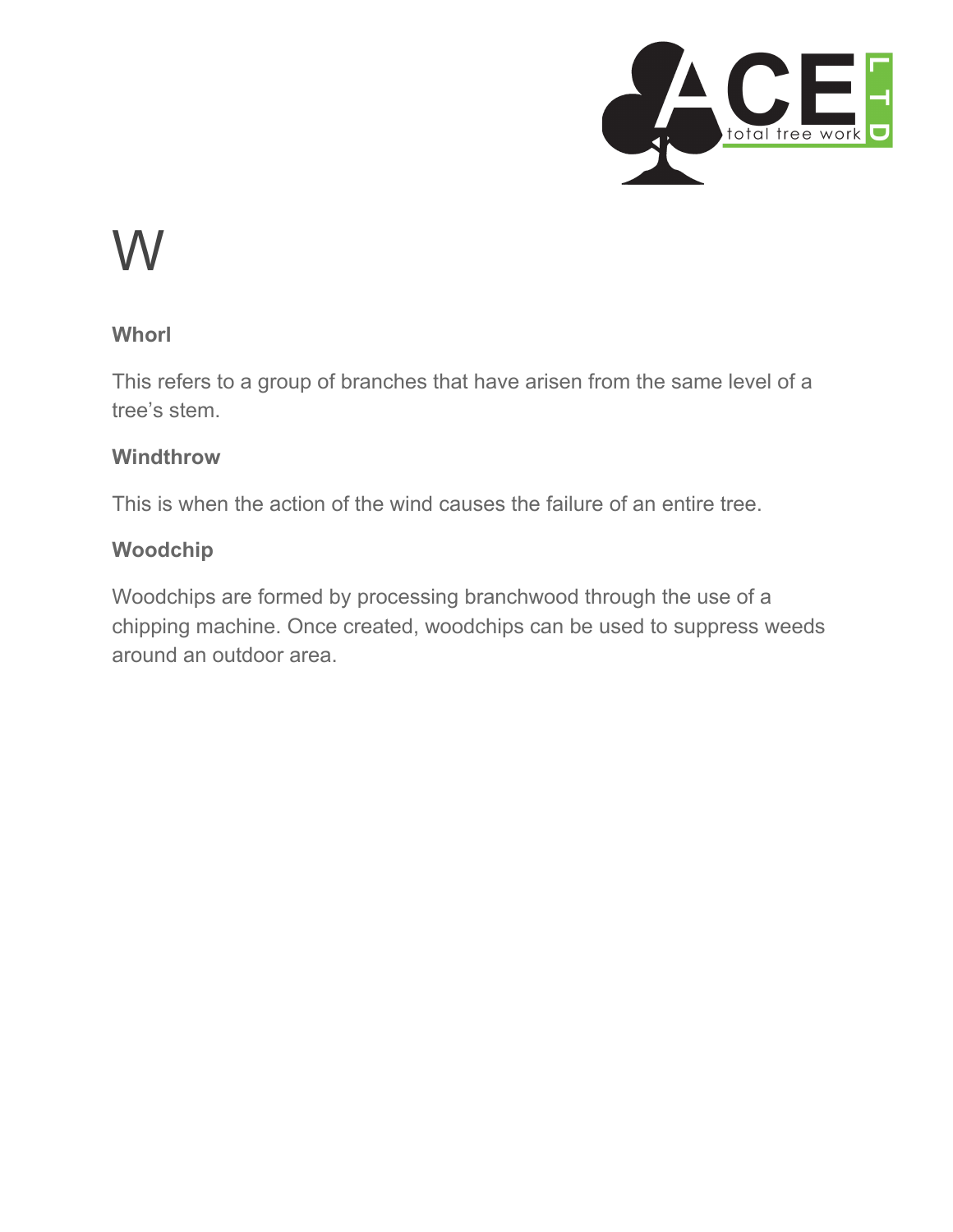# W

### Whorl

This refers to a group of branches that have arisen from the same level of a tree's stem.

### Windthrow

This is when the action of the wind causes the failure of an entire tree.

### Woodchip

Woodchips are formed by processing branchwood through the use of a chipping machine. Once created, woodchips can be used to suppress weeds around an outdoor area.